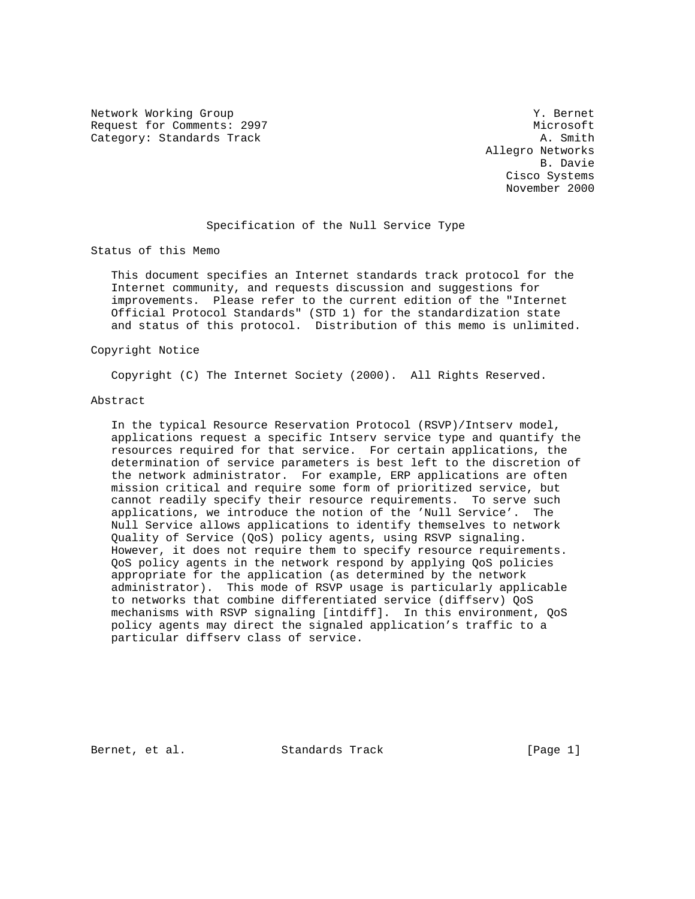Network Working Group Y. Bernet
Request for Comments: 2997 Microsoft
Category: Standards Track A. Smith
Allegro Networks
B. Davie
Cisco Systems
November 2000

# Specification of the Null Service Type

## Status of this Memo

This document specifies an Internet standards track protocol for the Internet community, and requests discussion and suggestions for improvements. Please refer to the current edition of the "Internet Official Protocol Standards" (STD 1) for the standardization state and status of this protocol. Distribution of this memo is unlimited.

## Copyright Notice

Copyright (C) The Internet Society (2000). All Rights Reserved.

## Abstract

In the typical Resource Reservation Protocol (RSVP)/Intserv model, applications request a specific Intserv service type and quantify the resources required for that service. For certain applications, the determination of service parameters is best left to the discretion of the network administrator. For example, ERP applications are often mission critical and require some form of prioritized service, but cannot readily specify their resource requirements. To serve such applications, we introduce the notion of the 'Null Service'. The Null Service allows applications to identify themselves to network Quality of Service (QoS) policy agents, using RSVP signaling. However, it does not require them to specify resource requirements. QoS policy agents in the network respond by applying QoS policies appropriate for the application (as determined by the network administrator). This mode of RSVP usage is particularly applicable to networks that combine differentiated service (diffserv) QoS mechanisms with RSVP signaling [intdiff]. In this environment, QoS policy agents may direct the signaled application's traffic to a particular diffserv class of service.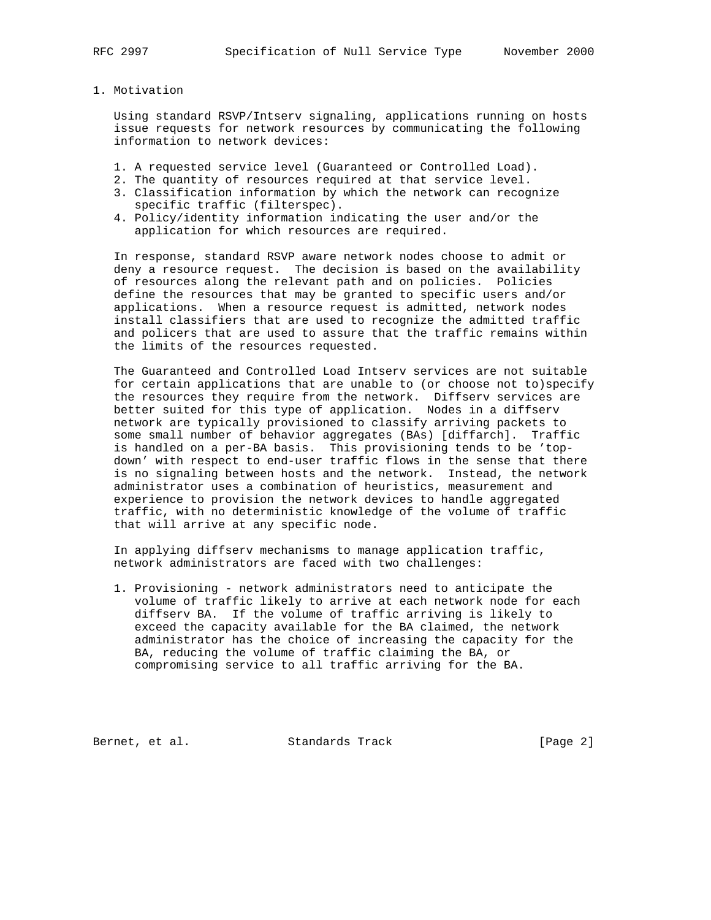## 1. Motivation

Using standard RSVP/Intserv signaling, applications running on hosts issue requests for network resources by communicating the following information to network devices:

1. A requested service level (Guaranteed or Controlled Load).
2. The quantity of resources required at that service level.
3. Classification information by which the network can recognize specific traffic (filterspec).
4. Policy/identity information indicating the user and/or the application for which resources are required.

In response, standard RSVP aware network nodes choose to admit or deny a resource request. The decision is based on the availability of resources along the relevant path and on policies. Policies define the resources that may be granted to specific users and/or applications. When a resource request is admitted, network nodes install classifiers that are used to recognize the admitted traffic and policers that are used to assure that the traffic remains within the limits of the resources requested.

The Guaranteed and Controlled Load Intserv services are not suitable for certain applications that are unable to (or choose not to)specify the resources they require from the network. Diffserv services are better suited for this type of application. Nodes in a diffserv network are typically provisioned to classify arriving packets to some small number of behavior aggregates (BAs) [diffarch]. Traffic is handled on a per-BA basis. This provisioning tends to be 'top-down' with respect to end-user traffic flows in the sense that there is no signaling between hosts and the network. Instead, the network administrator uses a combination of heuristics, measurement and experience to provision the network devices to handle aggregated traffic, with no deterministic knowledge of the volume of traffic that will arrive at any specific node.

In applying diffserv mechanisms to manage application traffic, network administrators are faced with two challenges:

1. Provisioning - network administrators need to anticipate the volume of traffic likely to arrive at each network node for each diffserv BA. If the volume of traffic arriving is likely to exceed the capacity available for the BA claimed, the network administrator has the choice of increasing the capacity for the BA, reducing the volume of traffic claiming the BA, or compromising service to all traffic arriving for the BA.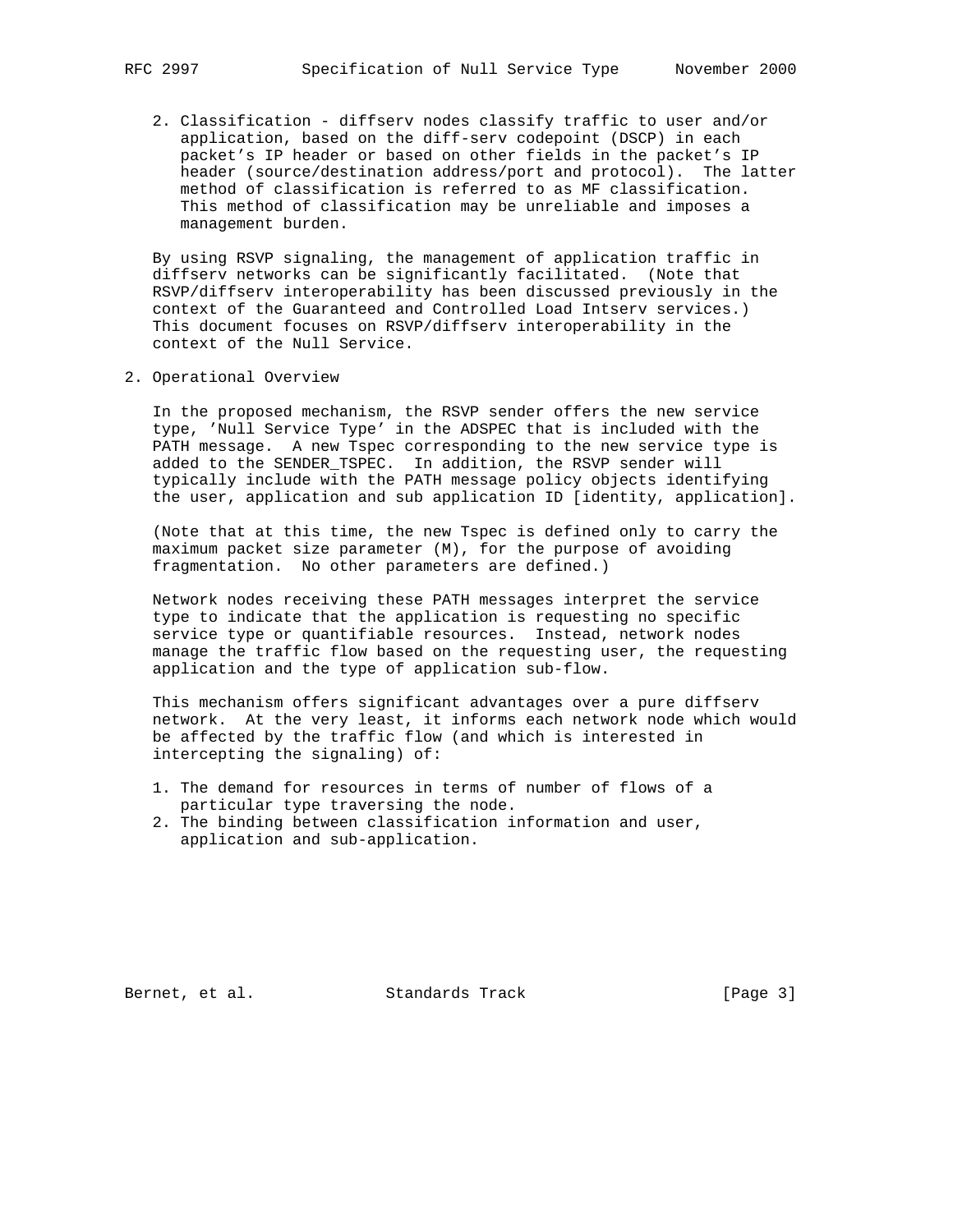2. Classification - diffserv nodes classify traffic to user and/or application, based on the diff-serv codepoint (DSCP) in each packet's IP header or based on other fields in the packet's IP header (source/destination address/port and protocol). The latter method of classification is referred to as MF classification. This method of classification may be unreliable and imposes a management burden.

By using RSVP signaling, the management of application traffic in diffserv networks can be significantly facilitated. (Note that RSVP/diffserv interoperability has been discussed previously in the context of the Guaranteed and Controlled Load Intserv services.) This document focuses on RSVP/diffserv interoperability in the context of the Null Service.

## 2. Operational Overview

In the proposed mechanism, the RSVP sender offers the new service type, 'Null Service Type' in the ADSPEC that is included with the PATH message. A new Tspec corresponding to the new service type is added to the SENDER_TSPEC. In addition, the RSVP sender will typically include with the PATH message policy objects identifying the user, application and sub application ID [identity, application].

(Note that at this time, the new Tspec is defined only to carry the maximum packet size parameter (M), for the purpose of avoiding fragmentation. No other parameters are defined.)

Network nodes receiving these PATH messages interpret the service type to indicate that the application is requesting no specific service type or quantifiable resources. Instead, network nodes manage the traffic flow based on the requesting user, the requesting application and the type of application sub-flow.

This mechanism offers significant advantages over a pure diffserv network. At the very least, it informs each network node which would be affected by the traffic flow (and which is interested in intercepting the signaling) of:

1. The demand for resources in terms of number of flows of a particular type traversing the node.
2. The binding between classification information and user, application and sub-application.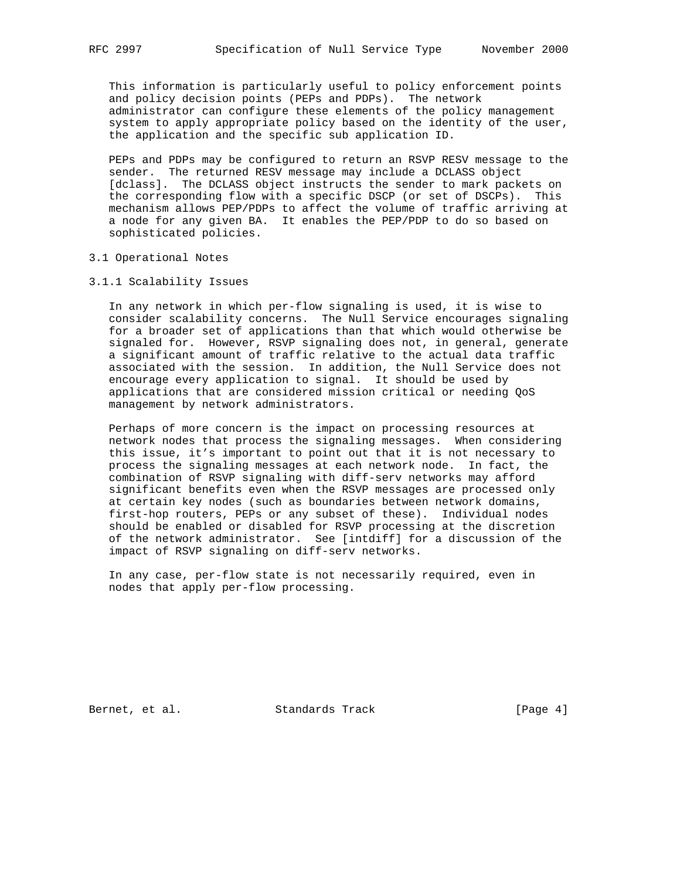This information is particularly useful to policy enforcement points and policy decision points (PEPs and PDPs). The network administrator can configure these elements of the policy management system to apply appropriate policy based on the identity of the user, the application and the specific sub application ID.

PEPs and PDPs may be configured to return an RSVP RESV message to the sender. The returned RESV message may include a DCLASS object [dclass]. The DCLASS object instructs the sender to mark packets on the corresponding flow with a specific DSCP (or set of DSCPs). This mechanism allows PEP/PDPs to affect the volume of traffic arriving at a node for any given BA. It enables the PEP/PDP to do so based on sophisticated policies.

## 3.1 Operational Notes

### 3.1.1 Scalability Issues

In any network in which per-flow signaling is used, it is wise to consider scalability concerns. The Null Service encourages signaling for a broader set of applications than that which would otherwise be signaled for. However, RSVP signaling does not, in general, generate a significant amount of traffic relative to the actual data traffic associated with the session. In addition, the Null Service does not encourage every application to signal. It should be used by applications that are considered mission critical or needing QoS management by network administrators.

Perhaps of more concern is the impact on processing resources at network nodes that process the signaling messages. When considering this issue, it’s important to point out that it is not necessary to process the signaling messages at each network node. In fact, the combination of RSVP signaling with diff-serv networks may afford significant benefits even when the RSVP messages are processed only at certain key nodes (such as boundaries between network domains, first-hop routers, PEPs or any subset of these). Individual nodes should be enabled or disabled for RSVP processing at the discretion of the network administrator. See [intdiff] for a discussion of the impact of RSVP signaling on diff-serv networks.

In any case, per-flow state is not necessarily required, even in nodes that apply per-flow processing.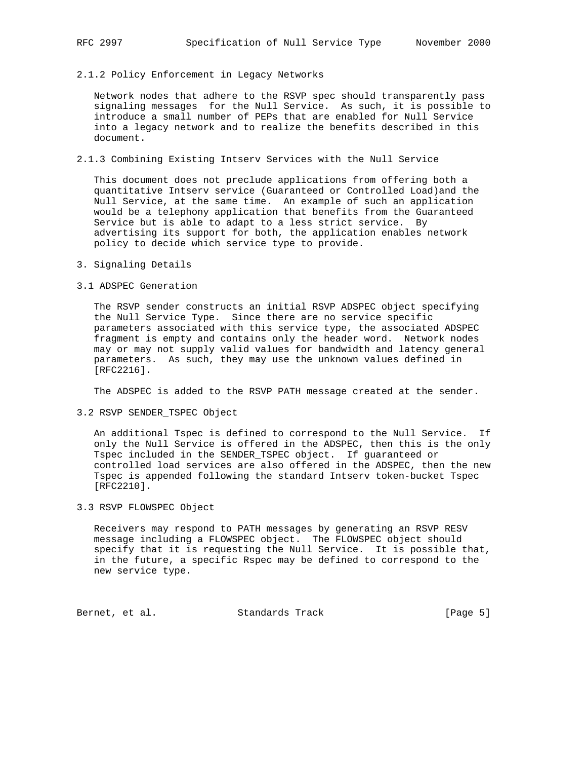### 2.1.2 Policy Enforcement in Legacy Networks

Network nodes that adhere to the RSVP spec should transparently pass signaling messages for the Null Service. As such, it is possible to introduce a small number of PEPs that are enabled for Null Service into a legacy network and to realize the benefits described in this document.

### 2.1.3 Combining Existing Intserv Services with the Null Service

This document does not preclude applications from offering both a quantitative Intserv service (Guaranteed or Controlled Load)and the Null Service, at the same time. An example of such an application would be a telephony application that benefits from the Guaranteed Service but is able to adapt to a less strict service. By advertising its support for both, the application enables network policy to decide which service type to provide.

## 3. Signaling Details

### 3.1 ADSPEC Generation

The RSVP sender constructs an initial RSVP ADSPEC object specifying the Null Service Type. Since there are no service specific parameters associated with this service type, the associated ADSPEC fragment is empty and contains only the header word. Network nodes may or may not supply valid values for bandwidth and latency general parameters. As such, they may use the unknown values defined in [RFC2216].

The ADSPEC is added to the RSVP PATH message created at the sender.

### 3.2 RSVP SENDER_TSPEC Object

An additional Tspec is defined to correspond to the Null Service. If only the Null Service is offered in the ADSPEC, then this is the only Tspec included in the SENDER_TSPEC object. If guaranteed or controlled load services are also offered in the ADSPEC, then the new Tspec is appended following the standard Intserv token-bucket Tspec [RFC2210].

### 3.3 RSVP FLOWSPEC Object

Receivers may respond to PATH messages by generating an RSVP RESV message including a FLOWSPEC object. The FLOWSPEC object should specify that it is requesting the Null Service. It is possible that, in the future, a specific Rspec may be defined to correspond to the new service type.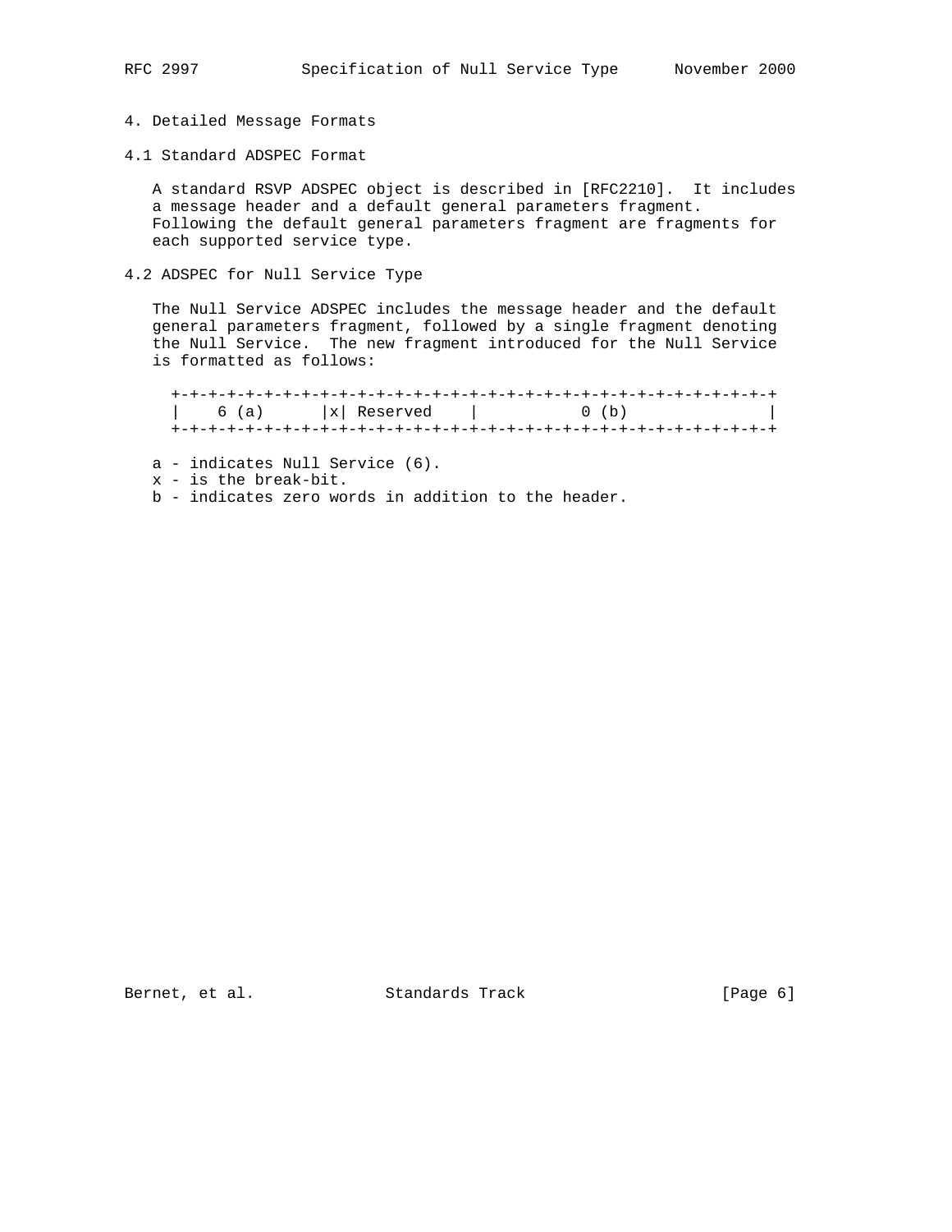## 4. Detailed Message Formats

### 4.1 Standard ADSPEC Format

A standard RSVP ADSPEC object is described in [RFC2210]. It includes a message header and a default general parameters fragment. Following the default general parameters fragment are fragments for each supported service type.

### 4.2 ADSPEC for Null Service Type

The Null Service ADSPEC includes the message header and the default general parameters fragment, followed by a single fragment denoting the Null Service. The new fragment introduced for the Null Service is formatted as follows:

```
+-+-+-+-+-+-+-+-+-+-+-+-+-+-+-+-+-+-+-+-+-+-+-+-+-+-+-+-+-+-+-+-+
|    6 (a)      |x| Reserved    |           0 (b)               |
+-+-+-+-+-+-+-+-+-+-+-+-+-+-+-+-+-+-+-+-+-+-+-+-+-+-+-+-+-+-+-+-+
```

a - indicates Null Service (6).
x - is the break-bit.
b - indicates zero words in addition to the header.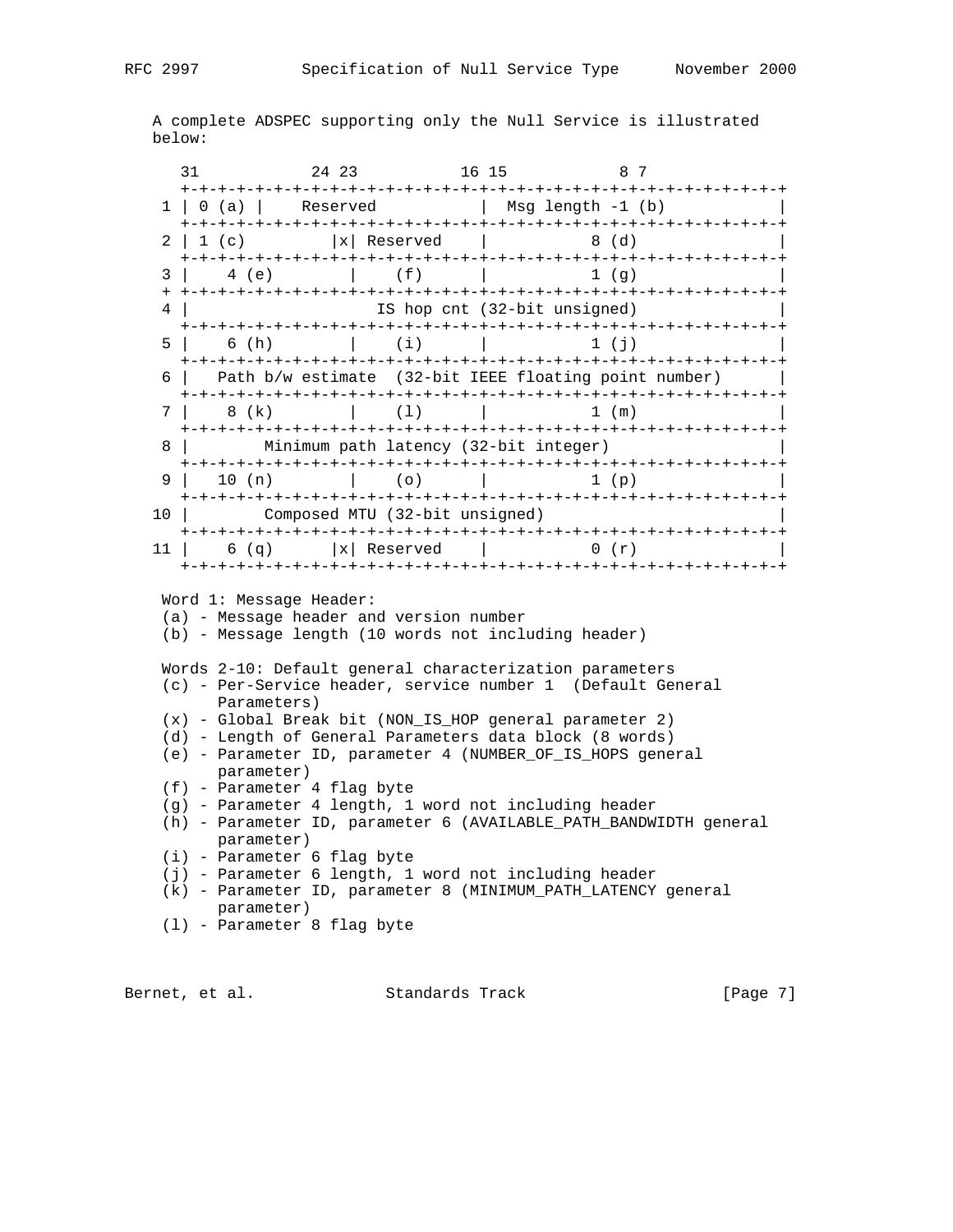A complete ADSPEC supporting only the Null Service is illustrated below:

```
      31           24 23           16 15            8 7
     +-+-+-+-+-+-+-+-+-+-+-+-+-+-+-+-+-+-+-+-+-+-+-+-+-+-+-+-+-+-+-+-+
   1 | 0 (a) |    Reserved           |  Msg length -1 (b)            |
     +-+-+-+-+-+-+-+-+-+-+-+-+-+-+-+-+-+-+-+-+-+-+-+-+-+-+-+-+-+-+-+-+
   2 | 1 (c)         |x| Reserved    |           8 (d)               |
     +-+-+-+-+-+-+-+-+-+-+-+-+-+-+-+-+-+-+-+-+-+-+-+-+-+-+-+-+-+-+-+-+
   3 |    4 (e)      |    (f)        |           1 (g)               |
   + +-+-+-+-+-+-+-+-+-+-+-+-+-+-+-+-+-+-+-+-+-+-+-+-+-+-+-+-+-+-+-+-+
   4 |                    IS hop cnt (32-bit unsigned)               |
     +-+-+-+-+-+-+-+-+-+-+-+-+-+-+-+-+-+-+-+-+-+-+-+-+-+-+-+-+-+-+-+-+
   5 |    6 (h)      |    (i)        |           1 (j)               |
     +-+-+-+-+-+-+-+-+-+-+-+-+-+-+-+-+-+-+-+-+-+-+-+-+-+-+-+-+-+-+-+-+
   6 |   Path b/w estimate  (32-bit IEEE floating point number)      |
     +-+-+-+-+-+-+-+-+-+-+-+-+-+-+-+-+-+-+-+-+-+-+-+-+-+-+-+-+-+-+-+-+
   7 |    8 (k)      |    (l)        |           1 (m)               |
     +-+-+-+-+-+-+-+-+-+-+-+-+-+-+-+-+-+-+-+-+-+-+-+-+-+-+-+-+-+-+-+-+
   8 |        Minimum path latency (32-bit integer)                  |
     +-+-+-+-+-+-+-+-+-+-+-+-+-+-+-+-+-+-+-+-+-+-+-+-+-+-+-+-+-+-+-+-+
   9 |   10 (n)      |    (o)        |           1 (p)               |
     +-+-+-+-+-+-+-+-+-+-+-+-+-+-+-+-+-+-+-+-+-+-+-+-+-+-+-+-+-+-+-+-+
  10 |        Composed MTU (32-bit unsigned)                         |
     +-+-+-+-+-+-+-+-+-+-+-+-+-+-+-+-+-+-+-+-+-+-+-+-+-+-+-+-+-+-+-+-+
  11 |    6 (q)      |x| Reserved    |           0 (r)               |
     +-+-+-+-+-+-+-+-+-+-+-+-+-+-+-+-+-+-+-+-+-+-+-+-+-+-+-+-+-+-+-+-+
```

Word 1: Message Header:
(a) - Message header and version number
(b) - Message length (10 words not including header)

Words 2-10: Default general characterization parameters
(c) - Per-Service header, service number 1  (Default General Parameters)
(x) - Global Break bit (NON_IS_HOP general parameter 2)
(d) - Length of General Parameters data block (8 words)
(e) - Parameter ID, parameter 4 (NUMBER_OF_IS_HOPS general parameter)
(f) - Parameter 4 flag byte
(g) - Parameter 4 length, 1 word not including header
(h) - Parameter ID, parameter 6 (AVAILABLE_PATH_BANDWIDTH general parameter)
(i) - Parameter 6 flag byte
(j) - Parameter 6 length, 1 word not including header
(k) - Parameter ID, parameter 8 (MINIMUM_PATH_LATENCY general parameter)
(l) - Parameter 8 flag byte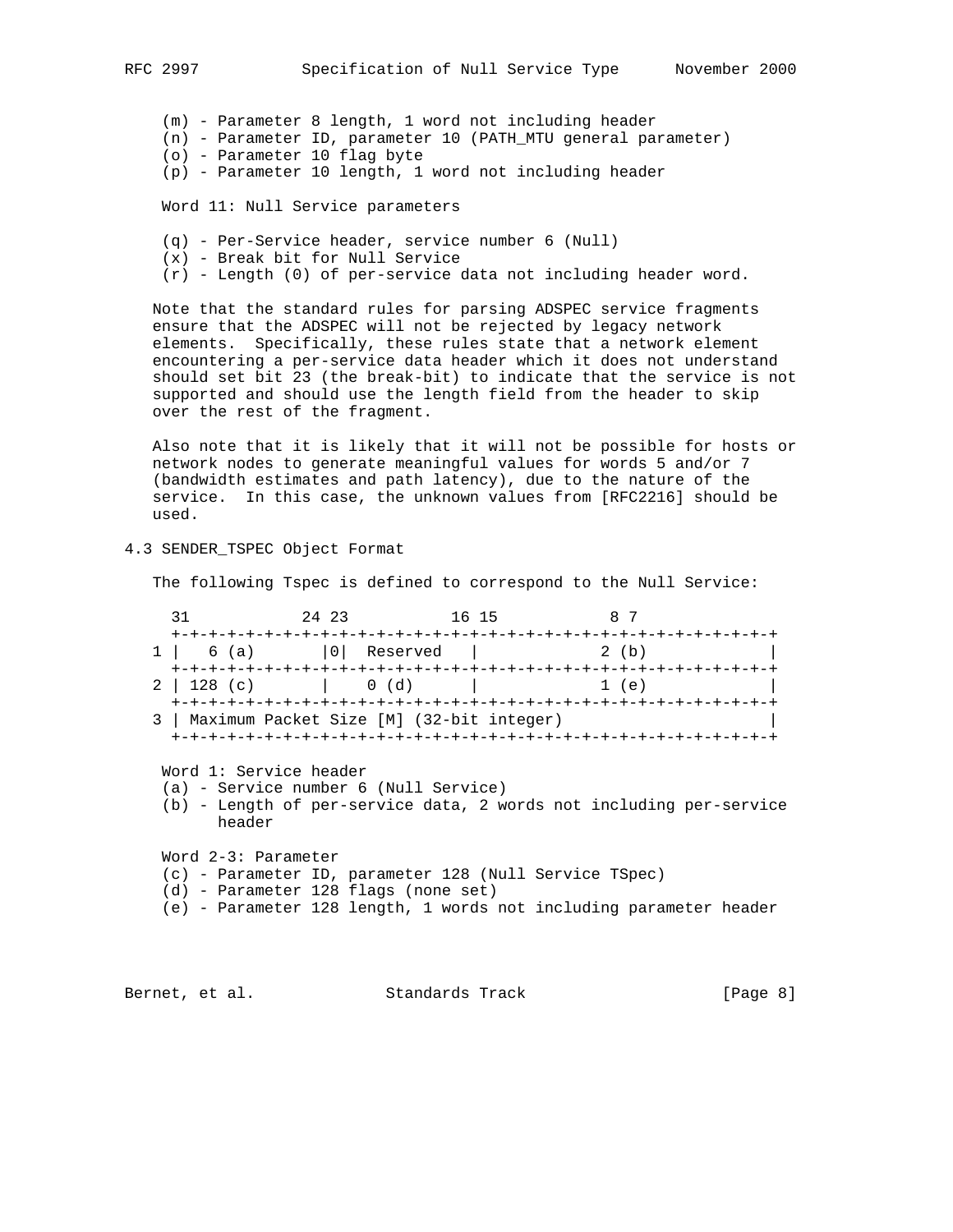(m) - Parameter 8 length, 1 word not including header
(n) - Parameter ID, parameter 10 (PATH_MTU general parameter)
(o) - Parameter 10 flag byte
(p) - Parameter 10 length, 1 word not including header

Word 11: Null Service parameters

(q) - Per-Service header, service number 6 (Null)
(x) - Break bit for Null Service
(r) - Length (0) of per-service data not including header word.

Note that the standard rules for parsing ADSPEC service fragments ensure that the ADSPEC will not be rejected by legacy network elements. Specifically, these rules state that a network element encountering a per-service data header which it does not understand should set bit 23 (the break-bit) to indicate that the service is not supported and should use the length field from the header to skip over the rest of the fragment.

Also note that it is likely that it will not be possible for hosts or network nodes to generate meaningful values for words 5 and/or 7 (bandwidth estimates and path latency), due to the nature of the service. In this case, the unknown values from [RFC2216] should be used.

## 4.3 SENDER_TSPEC Object Format

The following Tspec is defined to correspond to the Null Service:

```
    31           24 23           16 15            8 7             0
   +-+-+-+-+-+-+-+-+-+-+-+-+-+-+-+-+-+-+-+-+-+-+-+-+-+-+-+-+-+-+-+-+
 1 |   6 (a)       |0|  Reserved   |             2 (b)             |
   +-+-+-+-+-+-+-+-+-+-+-+-+-+-+-+-+-+-+-+-+-+-+-+-+-+-+-+-+-+-+-+-+
 2 | 128 (c)       |    0 (d)      |             1 (e)             |
   +-+-+-+-+-+-+-+-+-+-+-+-+-+-+-+-+-+-+-+-+-+-+-+-+-+-+-+-+-+-+-+-+
 3 | Maximum Packet Size [M] (32-bit integer)                      |
   +-+-+-+-+-+-+-+-+-+-+-+-+-+-+-+-+-+-+-+-+-+-+-+-+-+-+-+-+-+-+-+-+
```

Word 1: Service header
(a) - Service number 6 (Null Service)
(b) - Length of per-service data, 2 words not including per-service header

Word 2-3: Parameter
(c) - Parameter ID, parameter 128 (Null Service TSpec)
(d) - Parameter 128 flags (none set)
(e) - Parameter 128 length, 1 words not including parameter header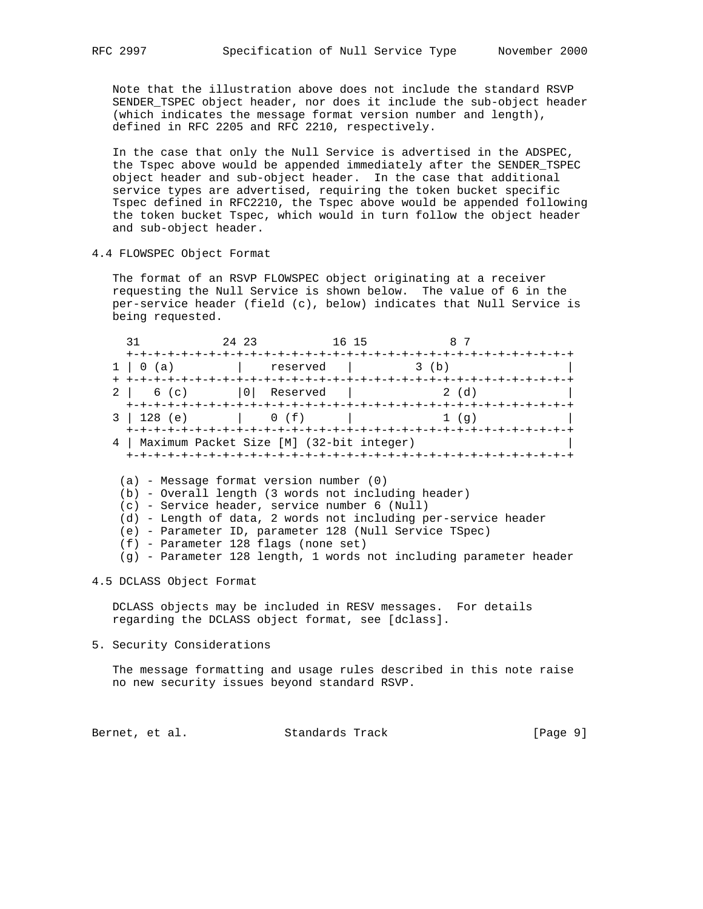Note that the illustration above does not include the standard RSVP SENDER_TSPEC object header, nor does it include the sub-object header (which indicates the message format version number and length), defined in RFC 2205 and RFC 2210, respectively.

In the case that only the Null Service is advertised in the ADSPEC, the Tspec above would be appended immediately after the SENDER_TSPEC object header and sub-object header. In the case that additional service types are advertised, requiring the token bucket specific Tspec defined in RFC2210, the Tspec above would be appended following the token bucket Tspec, which would in turn follow the object header and sub-object header.

## 4.4 FLOWSPEC Object Format

The format of an RSVP FLOWSPEC object originating at a receiver requesting the Null Service is shown below. The value of 6 in the per-service header (field (c), below) indicates that Null Service is being requested.

```
     31           24 23           16 15            8 7
    +-+-+-+-+-+-+-+-+-+-+-+-+-+-+-+-+-+-+-+-+-+-+-+-+-+-+-+-+-+-+-+-+
  1 | 0 (a)         |    reserved   |         3 (b)                 |
  + +-+-+-+-+-+-+-+-+-+-+-+-+-+-+-+-+-+-+-+-+-+-+-+-+-+-+-+-+-+-+-+-+
  2 |   6 (c)       |0|  Reserved   |             2 (d)             |
    +-+-+-+-+-+-+-+-+-+-+-+-+-+-+-+-+-+-+-+-+-+-+-+-+-+-+-+-+-+-+-+-+
  3 | 128 (e)       |    0 (f)      |             1 (g)             |
    +-+-+-+-+-+-+-+-+-+-+-+-+-+-+-+-+-+-+-+-+-+-+-+-+-+-+-+-+-+-+-+-+
  4 | Maximum Packet Size [M] (32-bit integer)                      |
    +-+-+-+-+-+-+-+-+-+-+-+-+-+-+-+-+-+-+-+-+-+-+-+-+-+-+-+-+-+-+-+-+
```

- (a) - Message format version number (0)
- (b) - Overall length (3 words not including header)
- (c) - Service header, service number 6 (Null)
- (d) - Length of data, 2 words not including per-service header
- (e) - Parameter ID, parameter 128 (Null Service TSpec)
- (f) - Parameter 128 flags (none set)
- (g) - Parameter 128 length, 1 words not including parameter header

## 4.5 DCLASS Object Format

DCLASS objects may be included in RESV messages. For details regarding the DCLASS object format, see [dclass].

## 5. Security Considerations

The message formatting and usage rules described in this note raise no new security issues beyond standard RSVP.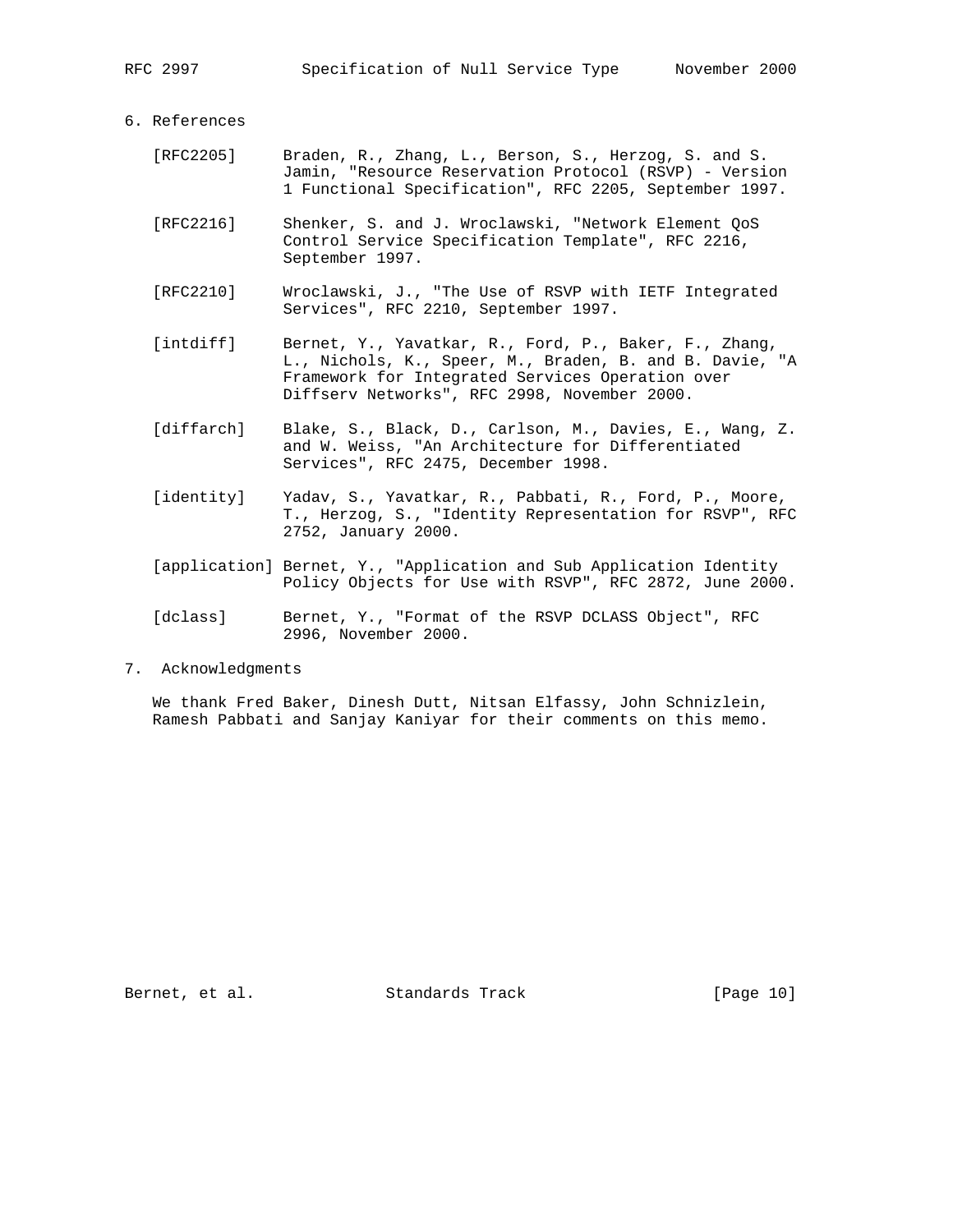## 6. References

[RFC2205] Braden, R., Zhang, L., Berson, S., Herzog, S. and S. Jamin, "Resource Reservation Protocol (RSVP) - Version 1 Functional Specification", RFC 2205, September 1997.

[RFC2216] Shenker, S. and J. Wroclawski, "Network Element QoS Control Service Specification Template", RFC 2216, September 1997.

[RFC2210] Wroclawski, J., "The Use of RSVP with IETF Integrated Services", RFC 2210, September 1997.

[intdiff] Bernet, Y., Yavatkar, R., Ford, P., Baker, F., Zhang, L., Nichols, K., Speer, M., Braden, B. and B. Davie, "A Framework for Integrated Services Operation over Diffserv Networks", RFC 2998, November 2000.

[diffarch] Blake, S., Black, D., Carlson, M., Davies, E., Wang, Z. and W. Weiss, "An Architecture for Differentiated Services", RFC 2475, December 1998.

[identity] Yadav, S., Yavatkar, R., Pabbati, R., Ford, P., Moore, T., Herzog, S., "Identity Representation for RSVP", RFC 2752, January 2000.

[application] Bernet, Y., "Application and Sub Application Identity Policy Objects for Use with RSVP", RFC 2872, June 2000.

[dclass] Bernet, Y., "Format of the RSVP DCLASS Object", RFC 2996, November 2000.

## 7. Acknowledgments

We thank Fred Baker, Dinesh Dutt, Nitsan Elfassy, John Schnizlein, Ramesh Pabbati and Sanjay Kaniyar for their comments on this memo.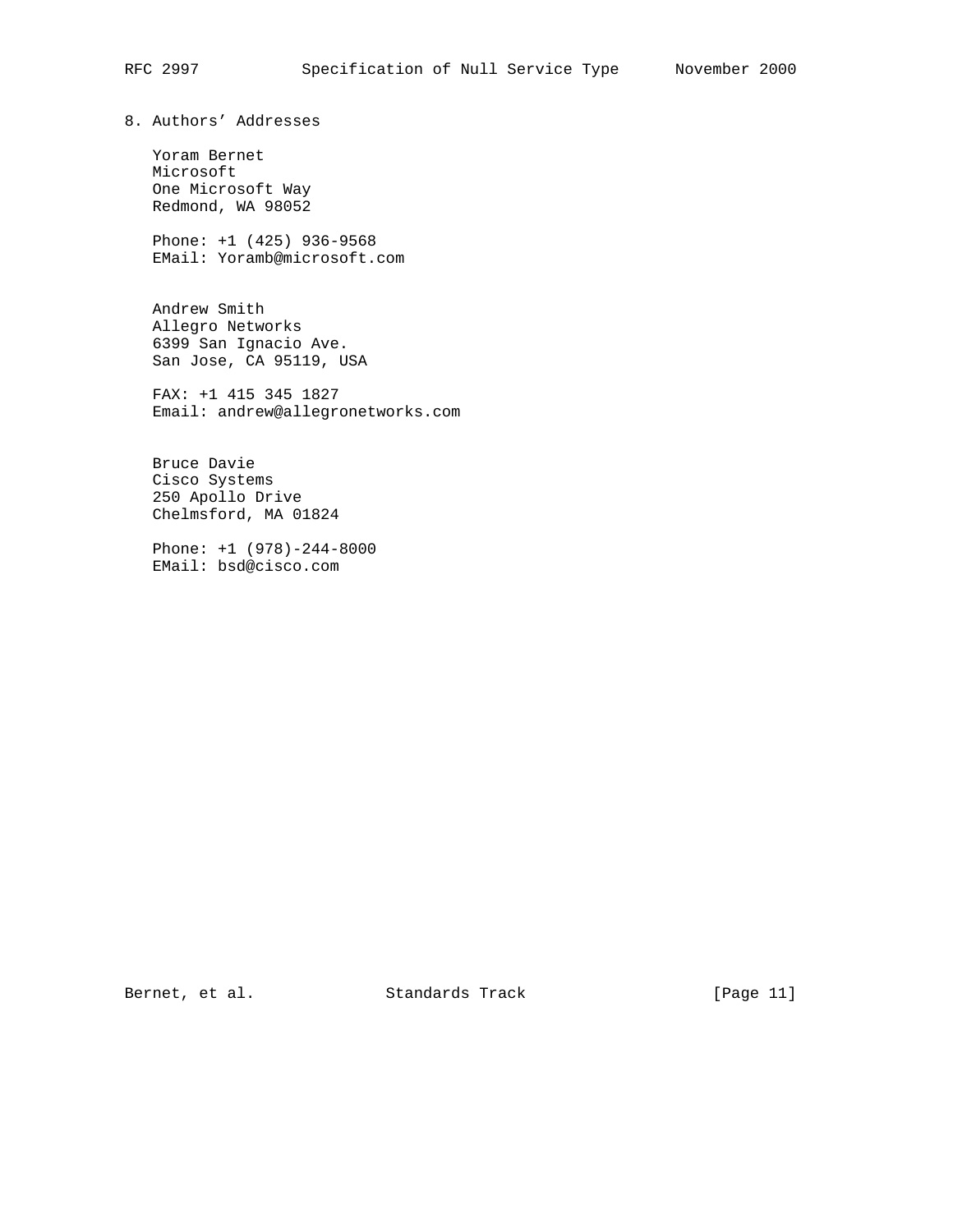## 8. Authors' Addresses

Yoram Bernet
Microsoft
One Microsoft Way
Redmond, WA 98052

Phone: +1 (425) 936-9568
EMail: Yoramb@microsoft.com

Andrew Smith
Allegro Networks
6399 San Ignacio Ave.
San Jose, CA 95119, USA

FAX: +1 415 345 1827
Email: andrew@allegronetworks.com

Bruce Davie
Cisco Systems
250 Apollo Drive
Chelmsford, MA 01824

Phone: +1 (978)-244-8000
EMail: bsd@cisco.com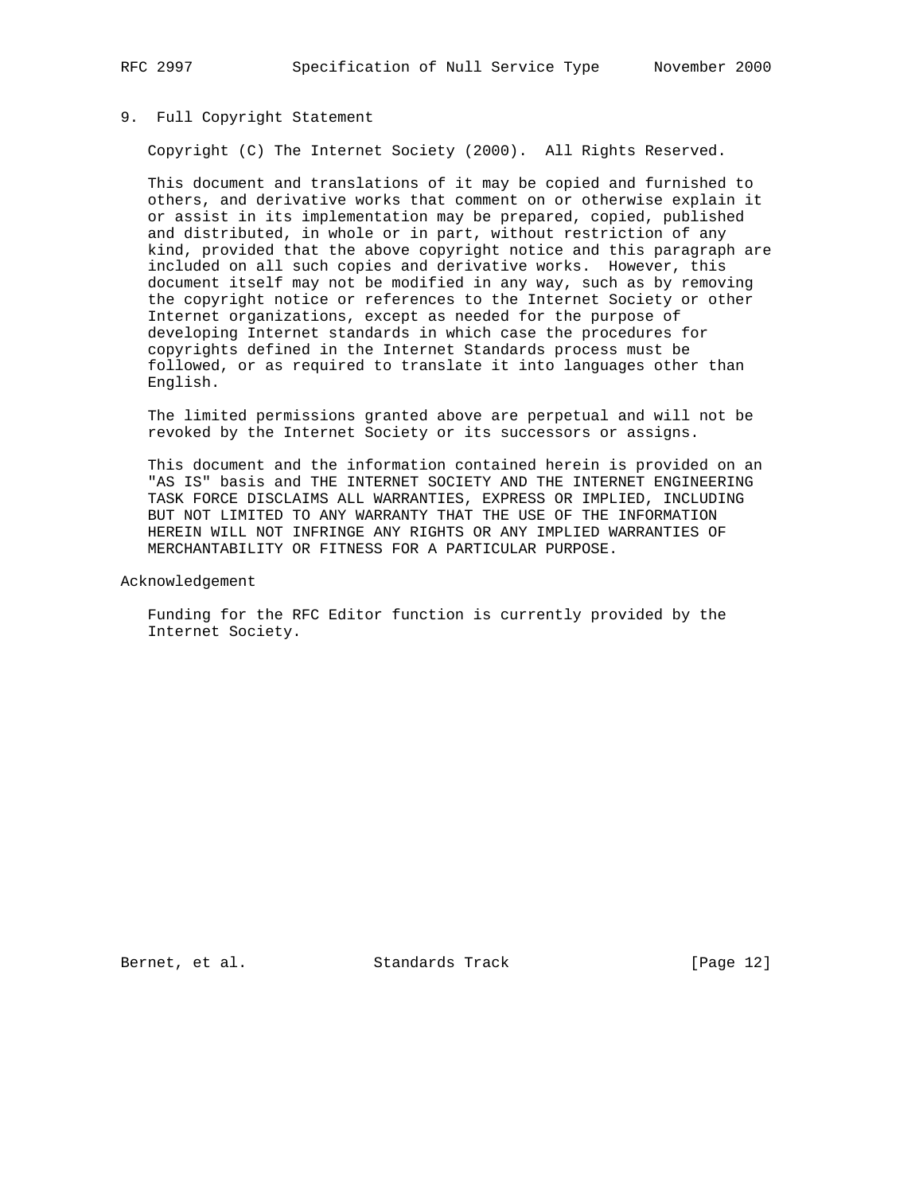## 9. Full Copyright Statement

Copyright (C) The Internet Society (2000). All Rights Reserved.

This document and translations of it may be copied and furnished to others, and derivative works that comment on or otherwise explain it or assist in its implementation may be prepared, copied, published and distributed, in whole or in part, without restriction of any kind, provided that the above copyright notice and this paragraph are included on all such copies and derivative works. However, this document itself may not be modified in any way, such as by removing the copyright notice or references to the Internet Society or other Internet organizations, except as needed for the purpose of developing Internet standards in which case the procedures for copyrights defined in the Internet Standards process must be followed, or as required to translate it into languages other than English.

The limited permissions granted above are perpetual and will not be revoked by the Internet Society or its successors or assigns.

This document and the information contained herein is provided on an "AS IS" basis and THE INTERNET SOCIETY AND THE INTERNET ENGINEERING TASK FORCE DISCLAIMS ALL WARRANTIES, EXPRESS OR IMPLIED, INCLUDING BUT NOT LIMITED TO ANY WARRANTY THAT THE USE OF THE INFORMATION HEREIN WILL NOT INFRINGE ANY RIGHTS OR ANY IMPLIED WARRANTIES OF MERCHANTABILITY OR FITNESS FOR A PARTICULAR PURPOSE.

## Acknowledgement

Funding for the RFC Editor function is currently provided by the Internet Society.